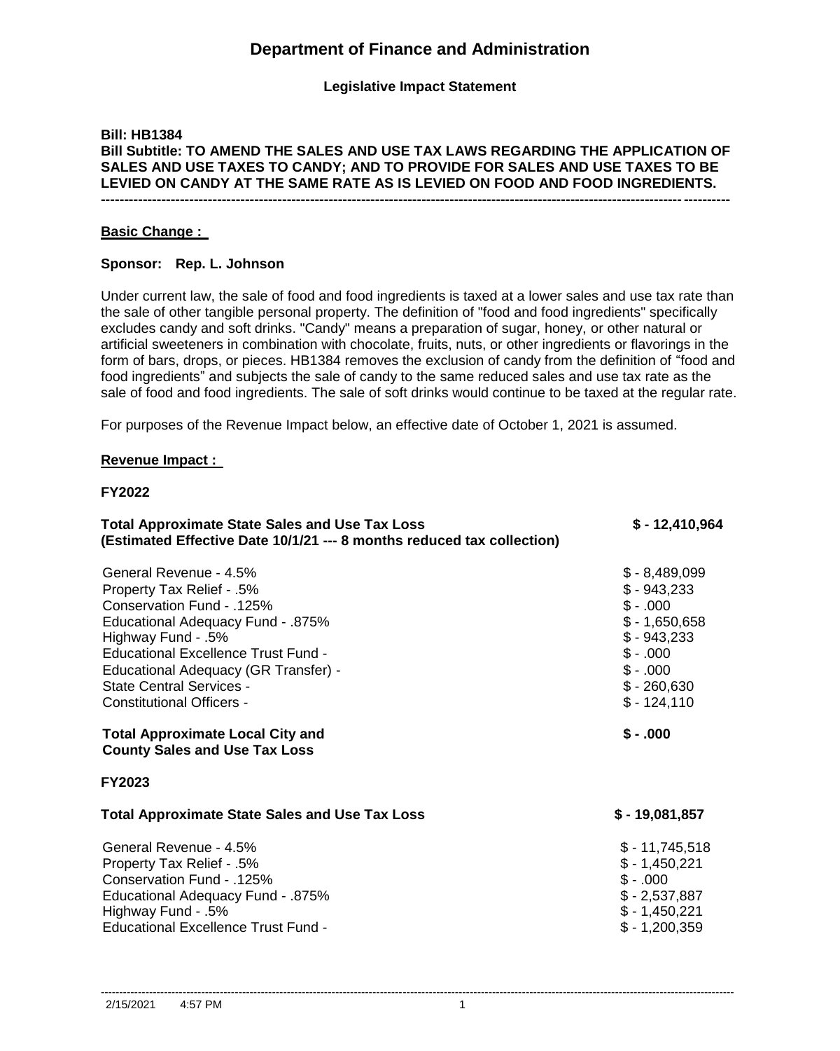# Department of Finance and Administration

**Legislative Impact Statement**

**Bill: HB1384**

**Bill Subtitle: TO AMEND THE SALES AND USE TAX LAWS REGARDING THE APPLICATION OF SALES AND USE TAXES TO CANDY; AND TO PROVIDE FOR SALES AND USE TAXES TO BE LEVIED ON CANDY AT THE SAME RATE AS IS LEVIED ON FOOD AND FOOD INGREDIENTS.**

---

**Basic Change :**

**Sponsor: Rep. L. Johnson**

Under current law, the sale of food and food ingredients is taxed at a lower sales and use tax rate than the sale of other tangible personal property. The definition of "food and food ingredients" specifically excludes candy and soft drinks. "Candy" means a preparation of sugar, honey, or other natural or artificial sweeteners in combination with chocolate, fruits, nuts, or other ingredients or flavorings in the form of bars, drops, or pieces. HB1384 removes the exclusion of candy from the definition of "food and food ingredients" and subjects the sale of candy to the same reduced sales and use tax rate as the sale of food and food ingredients. The sale of soft drinks would continue to be taxed at the regular rate.

For purposes of the Revenue Impact below, an effective date of October 1, 2021 is assumed.

**Revenue Impact :**

**FY2022**

| | |
|---|---|
| **Total Approximate State Sales and Use Tax Loss (Estimated Effective Date 10/1/21 --- 8 months reduced tax collection)** | **$ - 12,410,964** |
| General Revenue - 4.5% | $ - 8,489,099 |
| Property Tax Relief - .5% | $ - 943,233 |
| Conservation Fund - .125% | $ - .000 |
| Educational Adequacy Fund - .875% | $ - 1,650,658 |
| Highway Fund - .5% | $ - 943,233 |
| Educational Excellence Trust Fund - | $ - .000 |
| Educational Adequacy (GR Transfer) - | $ - .000 |
| State Central Services - | $ - 260,630 |
| Constitutional Officers - | $ - 124,110 |
| **Total Approximate Local City and County Sales and Use Tax Loss** | **$ - .000** |

**FY2023**

| | |
|---|---|
| **Total Approximate State Sales and Use Tax Loss** | **$ - 19,081,857** |
| General Revenue - 4.5% | $ - 11,745,518 |
| Property Tax Relief - .5% | $ - 1,450,221 |
| Conservation Fund - .125% | $ - .000 |
| Educational Adequacy Fund - .875% | $ - 2,537,887 |
| Highway Fund - .5% | $ - 1,450,221 |
| Educational Excellence Trust Fund - | $ - 1,200,359 |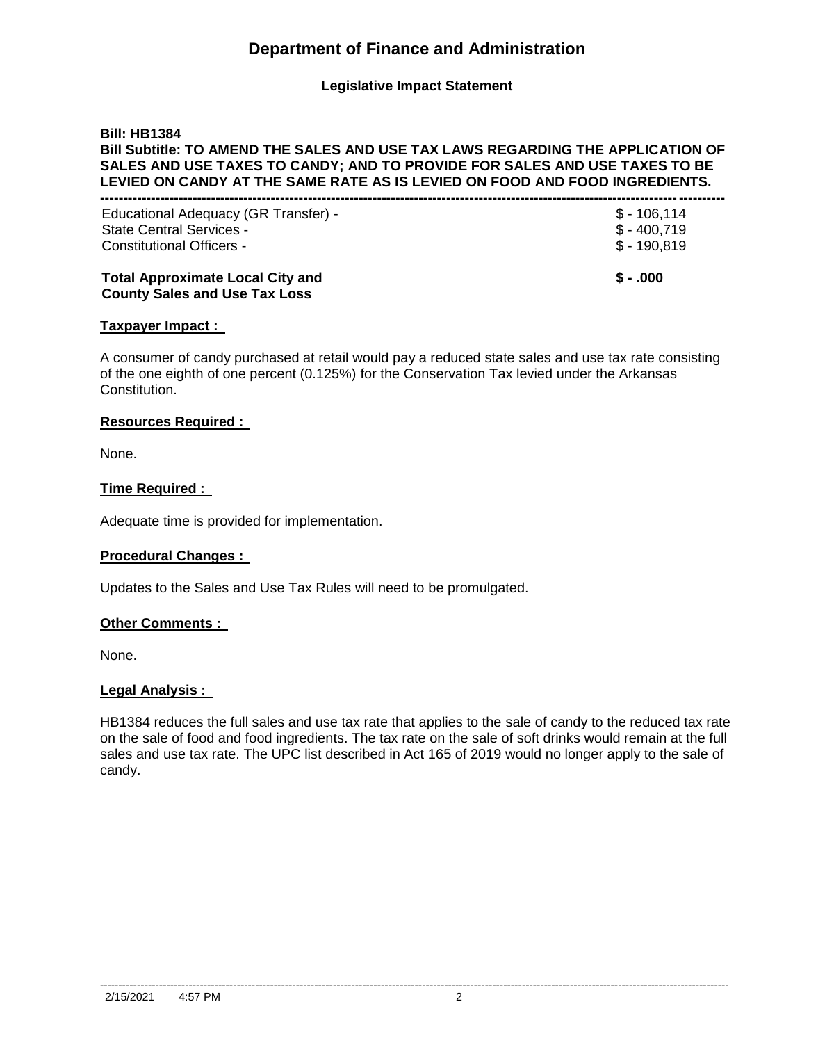# Department of Finance and Administration

## Legislative Impact Statement

**Bill: HB1384**

**Bill Subtitle: TO AMEND THE SALES AND USE TAX LAWS REGARDING THE APPLICATION OF SALES AND USE TAXES TO CANDY; AND TO PROVIDE FOR SALES AND USE TAXES TO BE LEVIED ON CANDY AT THE SAME RATE AS IS LEVIED ON FOOD AND FOOD INGREDIENTS.**

---

| | |
|---|---|
| Educational Adequacy (GR Transfer) - | $ - 106,114 |
| State Central Services - | $ - 400,719 |
| Constitutional Officers - | $ - 190,819 |
| **Total Approximate Local City and County Sales and Use Tax Loss** | **$ - .000** |

### Taxpayer Impact :

A consumer of candy purchased at retail would pay a reduced state sales and use tax rate consisting of the one eighth of one percent (0.125%) for the Conservation Tax levied under the Arkansas Constitution.

### Resources Required :

None.

### Time Required :

Adequate time is provided for implementation.

### Procedural Changes :

Updates to the Sales and Use Tax Rules will need to be promulgated.

### Other Comments :

None.

### Legal Analysis :

HB1384 reduces the full sales and use tax rate that applies to the sale of candy to the reduced tax rate on the sale of food and food ingredients. The tax rate on the sale of soft drinks would remain at the full sales and use tax rate. The UPC list described in Act 165 of 2019 would no longer apply to the sale of candy.